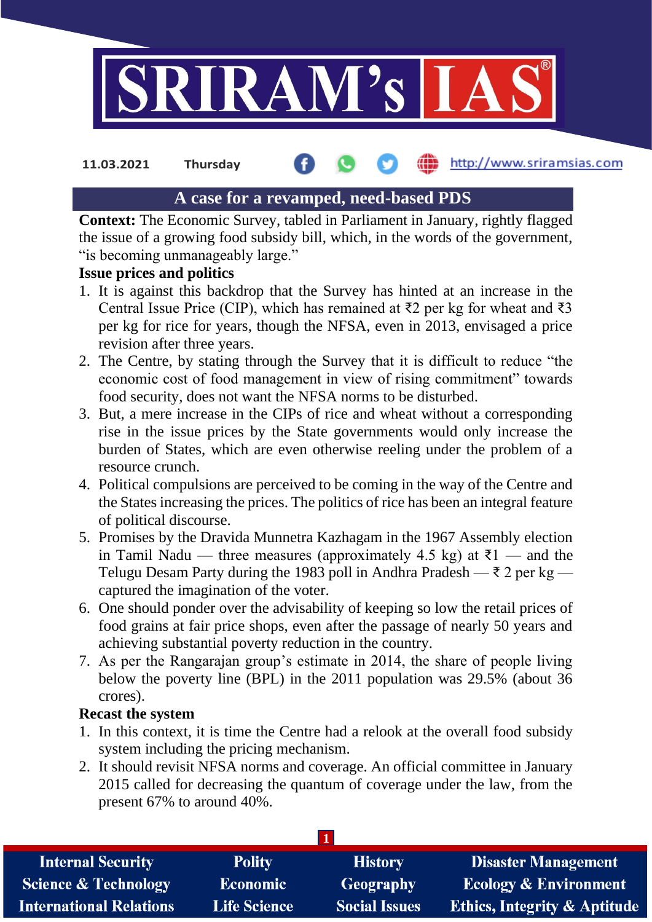11.03.2021 Thursday

# A case for a revamped, need-based PDS

**Context:** The Economic Survey, tabled in Parliament in January, rightly flagged the issue of a growing food subsidy bill, which, in the words of the government, "is becoming unmanageably large."

**Issue prices and politics**

1. It is against this backdrop that the Survey has hinted at an increase in the Central Issue Price (CIP), which has remained at ₹2 per kg for wheat and ₹3 per kg for rice for years, though the NFSA, even in 2013, envisaged a price revision after three years.
2. The Centre, by stating through the Survey that it is difficult to reduce "the economic cost of food management in view of rising commitment" towards food security, does not want the NFSA norms to be disturbed.
3. But, a mere increase in the CIPs of rice and wheat without a corresponding rise in the issue prices by the State governments would only increase the burden of States, which are even otherwise reeling under the problem of a resource crunch.
4. Political compulsions are perceived to be coming in the way of the Centre and the States increasing the prices. The politics of rice has been an integral feature of political discourse.
5. Promises by the Dravida Munnetra Kazhagam in the 1967 Assembly election in Tamil Nadu — three measures (approximately 4.5 kg) at ₹1 — and the Telugu Desam Party during the 1983 poll in Andhra Pradesh — ₹ 2 per kg — captured the imagination of the voter.
6. One should ponder over the advisability of keeping so low the retail prices of food grains at fair price shops, even after the passage of nearly 50 years and achieving substantial poverty reduction in the country.
7. As per the Rangarajan group's estimate in 2014, the share of people living below the poverty line (BPL) in the 2011 population was 29.5% (about 36 crores).

**Recast the system**

1. In this context, it is time the Centre had a relook at the overall food subsidy system including the pricing mechanism.
2. It should revisit NFSA norms and coverage. An official committee in January 2015 called for decreasing the quantum of coverage under the law, from the present 67% to around 40%.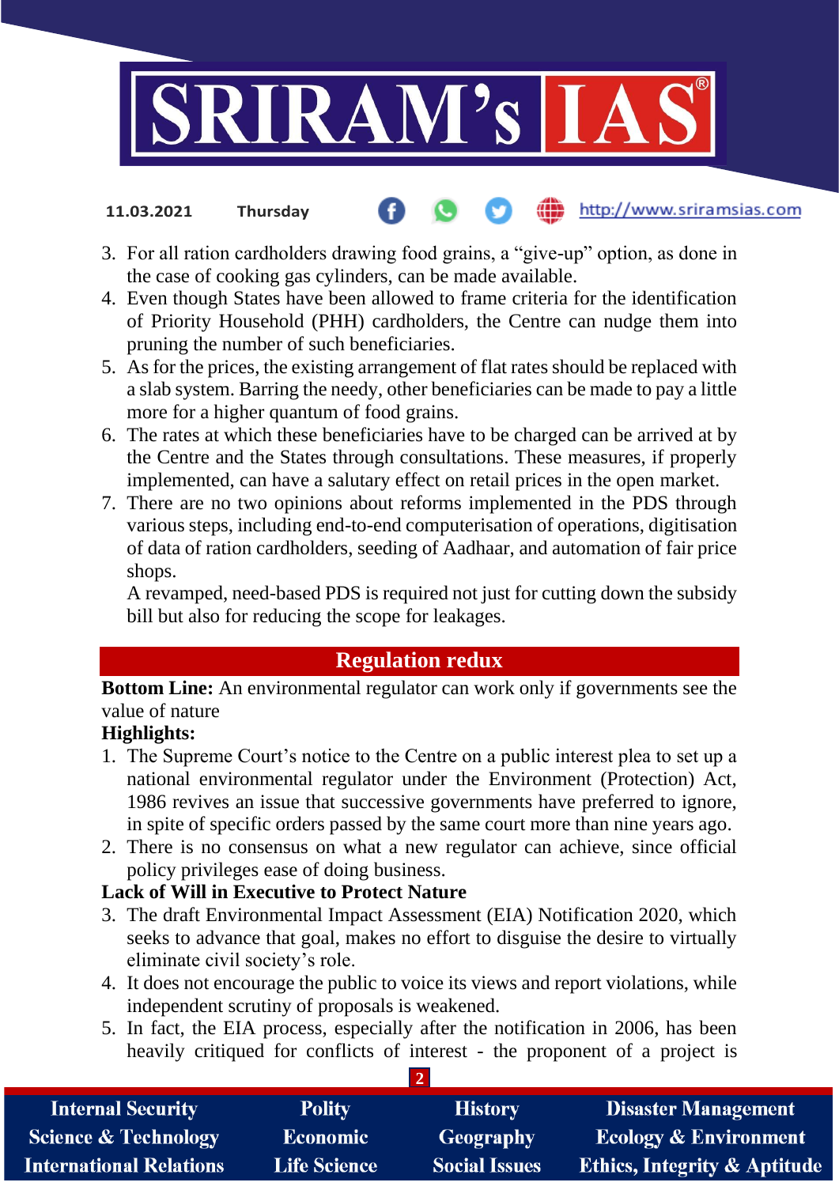3. For all ration cardholders drawing food grains, a "give-up" option, as done in the case of cooking gas cylinders, can be made available.
4. Even though States have been allowed to frame criteria for the identification of Priority Household (PHH) cardholders, the Centre can nudge them into pruning the number of such beneficiaries.
5. As for the prices, the existing arrangement of flat rates should be replaced with a slab system. Barring the needy, other beneficiaries can be made to pay a little more for a higher quantum of food grains.
6. The rates at which these beneficiaries have to be charged can be arrived at by the Centre and the States through consultations. These measures, if properly implemented, can have a salutary effect on retail prices in the open market.
7. There are no two opinions about reforms implemented in the PDS through various steps, including end-to-end computerisation of operations, digitisation of data of ration cardholders, seeding of Aadhaar, and automation of fair price shops.

   A revamped, need-based PDS is required not just for cutting down the subsidy bill but also for reducing the scope for leakages.

## Regulation redux

**Bottom Line:** An environmental regulator can work only if governments see the value of nature

**Highlights:**

1. The Supreme Court's notice to the Centre on a public interest plea to set up a national environmental regulator under the Environment (Protection) Act, 1986 revives an issue that successive governments have preferred to ignore, in spite of specific orders passed by the same court more than nine years ago.
2. There is no consensus on what a new regulator can achieve, since official policy privileges ease of doing business.

**Lack of Will in Executive to Protect Nature**

3. The draft Environmental Impact Assessment (EIA) Notification 2020, which seeks to advance that goal, makes no effort to disguise the desire to virtually eliminate civil society's role.
4. It does not encourage the public to voice its views and report violations, while independent scrutiny of proposals is weakened.
5. In fact, the EIA process, especially after the notification in 2006, has been heavily critiqued for conflicts of interest - the proponent of a project is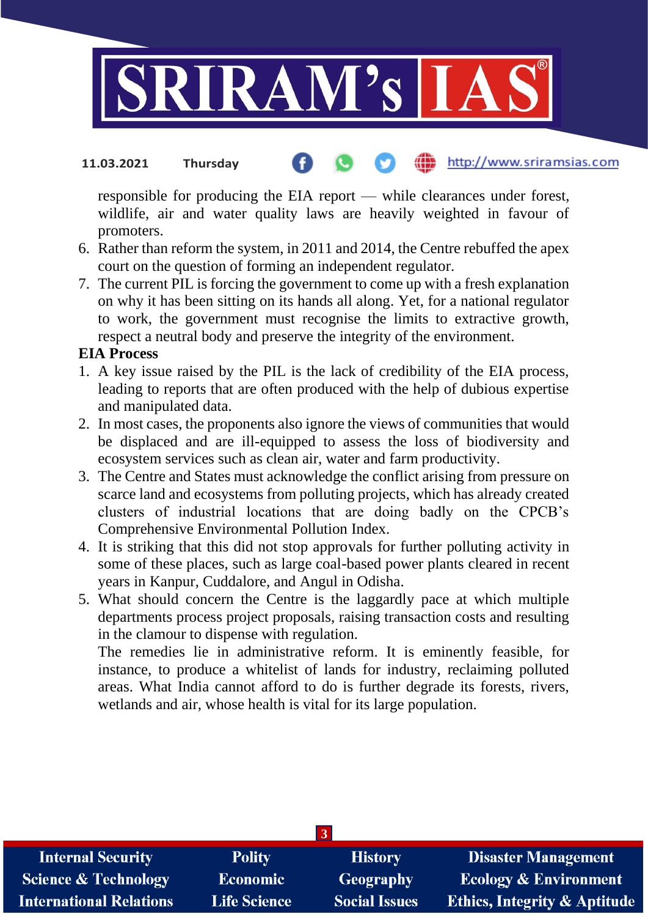responsible for producing the EIA report — while clearances under forest, wildlife, air and water quality laws are heavily weighted in favour of promoters.

6. Rather than reform the system, in 2011 and 2014, the Centre rebuffed the apex court on the question of forming an independent regulator.
7. The current PIL is forcing the government to come up with a fresh explanation on why it has been sitting on its hands all along. Yet, for a national regulator to work, the government must recognise the limits to extractive growth, respect a neutral body and preserve the integrity of the environment.

**EIA Process**

1. A key issue raised by the PIL is the lack of credibility of the EIA process, leading to reports that are often produced with the help of dubious expertise and manipulated data.
2. In most cases, the proponents also ignore the views of communities that would be displaced and are ill-equipped to assess the loss of biodiversity and ecosystem services such as clean air, water and farm productivity.
3. The Centre and States must acknowledge the conflict arising from pressure on scarce land and ecosystems from polluting projects, which has already created clusters of industrial locations that are doing badly on the CPCB's Comprehensive Environmental Pollution Index.
4. It is striking that this did not stop approvals for further polluting activity in some of these places, such as large coal-based power plants cleared in recent years in Kanpur, Cuddalore, and Angul in Odisha.
5. What should concern the Centre is the laggardly pace at which multiple departments process project proposals, raising transaction costs and resulting in the clamour to dispense with regulation.

   The remedies lie in administrative reform. It is eminently feasible, for instance, to produce a whitelist of lands for industry, reclaiming polluted areas. What India cannot afford to do is further degrade its forests, rivers, wetlands and air, whose health is vital for its large population.